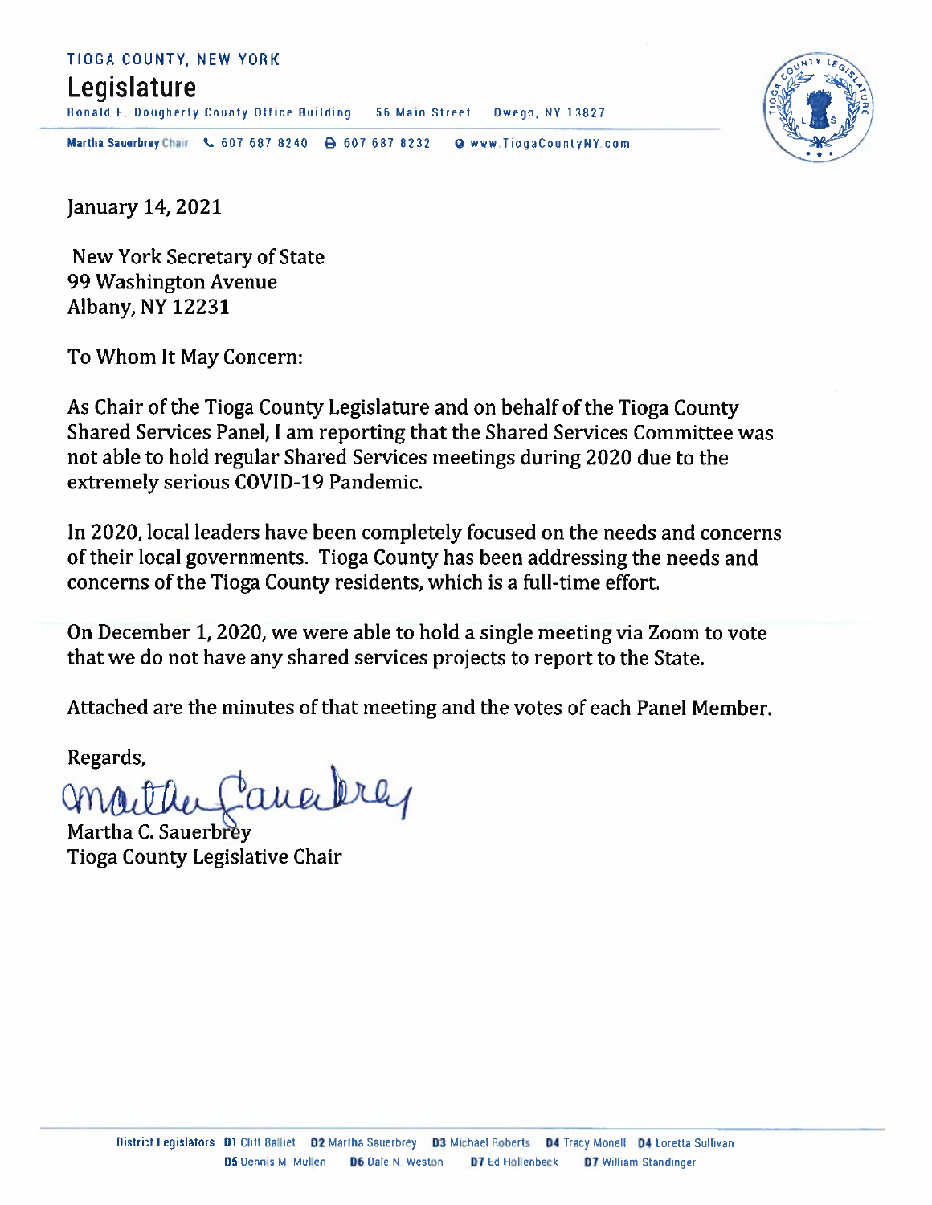TIOGA COUNTY, NEW YORK

# Legislature

Ronald E. Dougherty County Office Building 56 Main Street Owego, NY 13827

**Martha Sauerbrey** Chair 607 687 8240 607 687 8232 www.TiogaCountyNY.com

January 14, 2021

New York Secretary of State
99 Washington Avenue
Albany, NY 12231

To Whom It May Concern:

As Chair of the Tioga County Legislature and on behalf of the Tioga County Shared Services Panel, I am reporting that the Shared Services Committee was not able to hold regular Shared Services meetings during 2020 due to the extremely serious COVID-19 Pandemic.

In 2020, local leaders have been completely focused on the needs and concerns of their local governments. Tioga County has been addressing the needs and concerns of the Tioga County residents, which is a full-time effort.

On December 1, 2020, we were able to hold a single meeting via Zoom to vote that we do not have any shared services projects to report to the State.

Attached are the minutes of that meeting and the votes of each Panel Member.

Regards,

Martha C. Sauerbrey
Tioga County Legislative Chair

District Legislators **D1** Cliff Balliet **D2** Martha Sauerbrey **D3** Michael Roberts **D4** Tracy Monell **D4** Loretta Sullivan **D5** Dennis M. Mullen **D6** Dale N. Weston **D7** Ed Hollenbeck **D7** William Standinger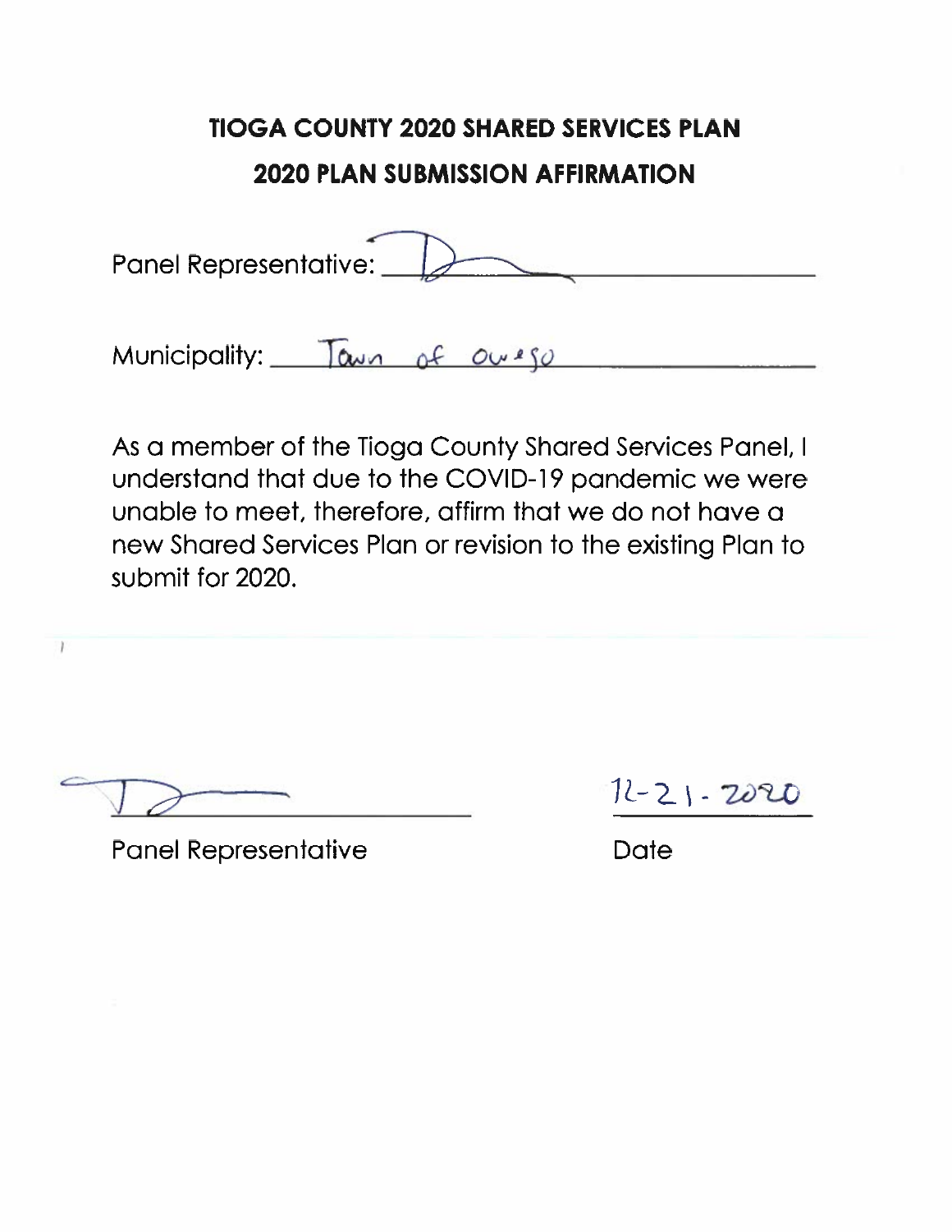# TIOGA COUNTY 2020 SHARED SERVICES PLAN

## 2020 PLAN SUBMISSION AFFIRMATION

Panel Representative: [signature]

Municipality: Town of Owego

As a member of the Tioga County Shared Services Panel, I understand that due to the COVID-19 pandemic we were unable to meet, therefore, affirm that we do not have a new Shared Services Plan or revision to the existing Plan to submit for 2020.

[signature]

Panel Representative

12-21-2020

Date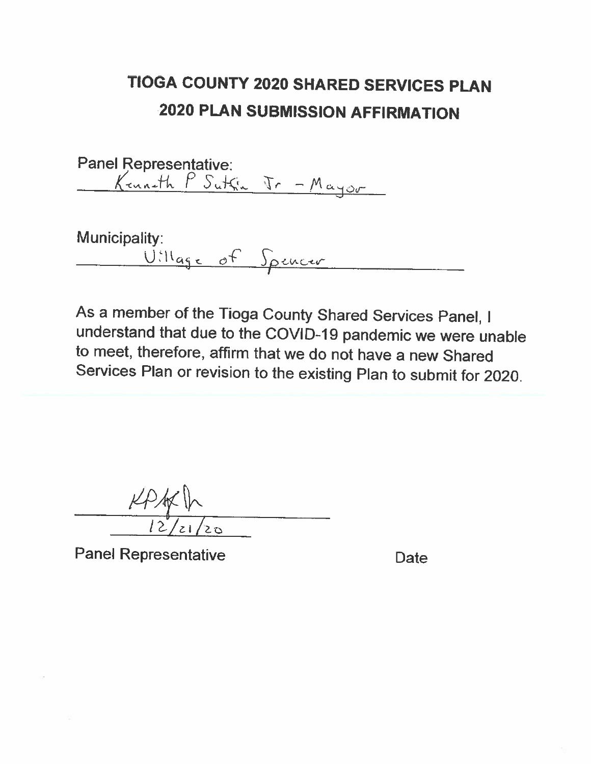# TIOGA COUNTY 2020 SHARED SERVICES PLAN

# 2020 PLAN SUBMISSION AFFIRMATION

Panel Representative:
Kenneth P Sutfin Jr - Mayor

Municipality:
Village of Spencer

As a member of the Tioga County Shared Services Panel, I understand that due to the COVID-19 pandemic we were unable to meet, therefore, affirm that we do not have a new Shared Services Plan or revision to the existing Plan to submit for 2020.

KPS
12/21/20

Panel Representative                                        Date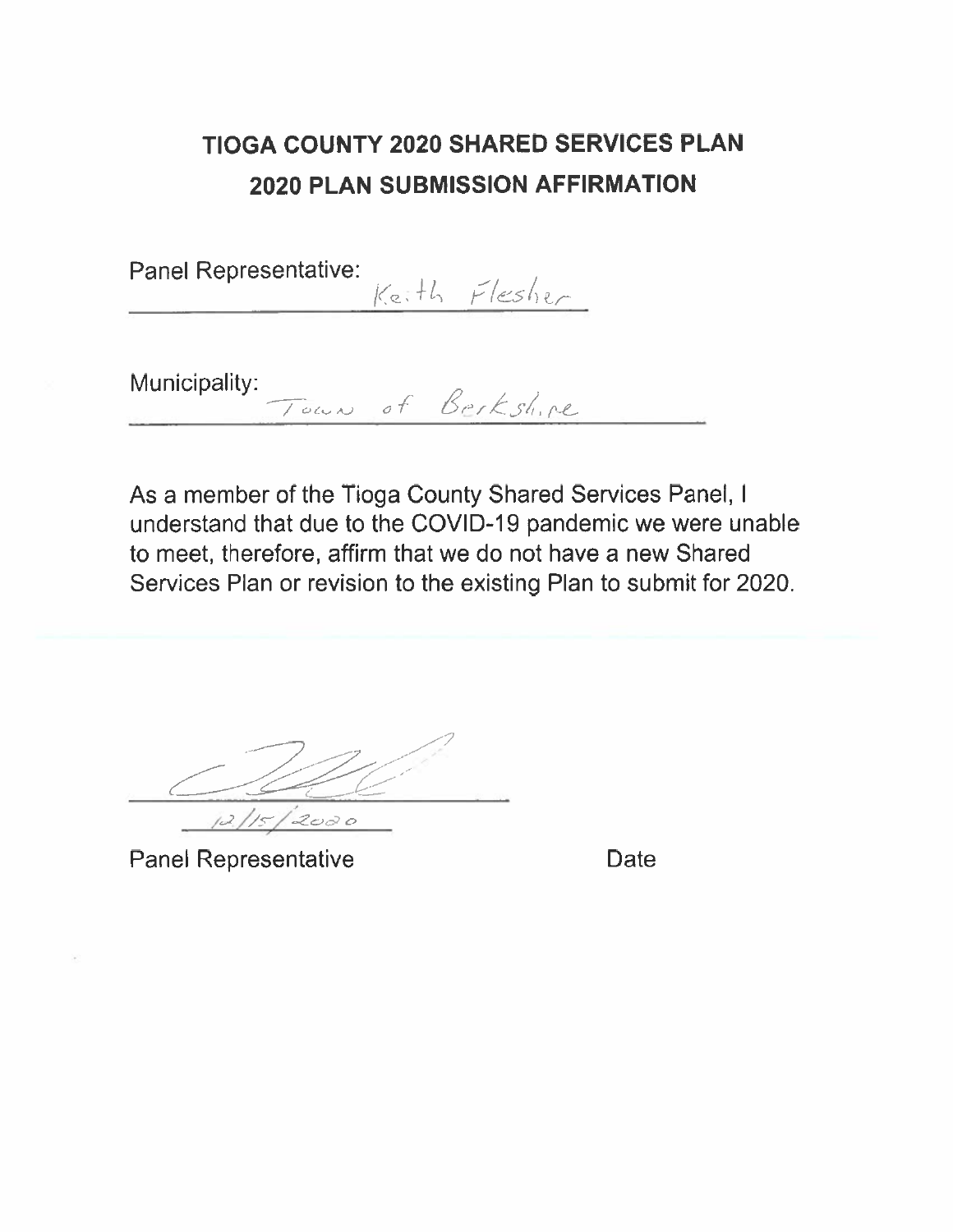# TIOGA COUNTY 2020 SHARED SERVICES PLAN

## 2020 PLAN SUBMISSION AFFIRMATION

Panel Representative: Keith Flesher

Municipality: Town of Berkshire

As a member of the Tioga County Shared Services Panel, I understand that due to the COVID-19 pandemic we were unable to meet, therefore, affirm that we do not have a new Shared Services Plan or revision to the existing Plan to submit for 2020.

12/15/2020

Panel Representative　　　　　　　　Date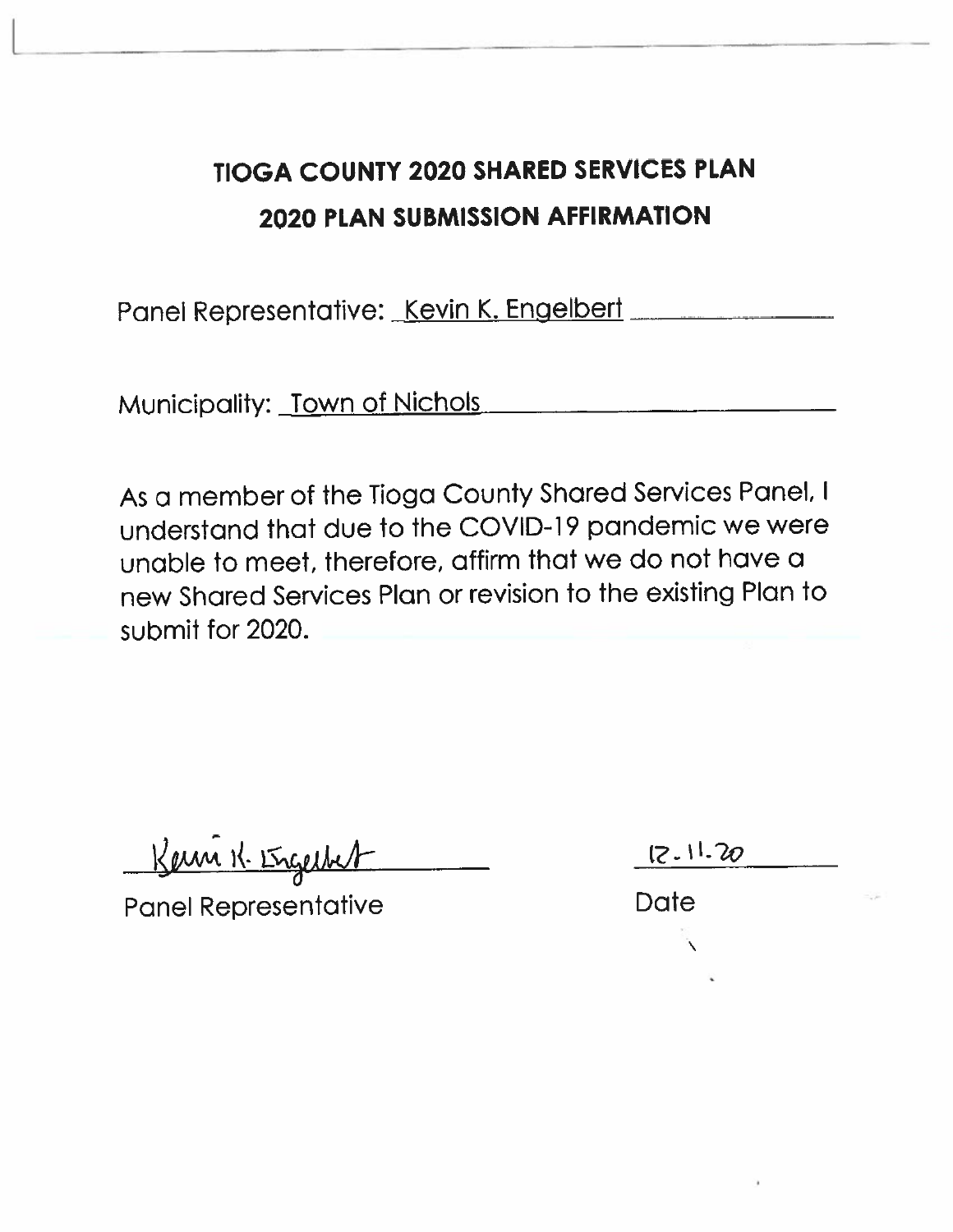# TIOGA COUNTY 2020 SHARED SERVICES PLAN

## 2020 PLAN SUBMISSION AFFIRMATION

Panel Representative: Kevin K. Engelbert

Municipality: Town of Nichols

As a member of the Tioga County Shared Services Panel, I understand that due to the COVID-19 pandemic we were unable to meet, therefore, affirm that we do not have a new Shared Services Plan or revision to the existing Plan to submit for 2020.

Kevin K. Engelbert
Panel Representative

12-11-20
Date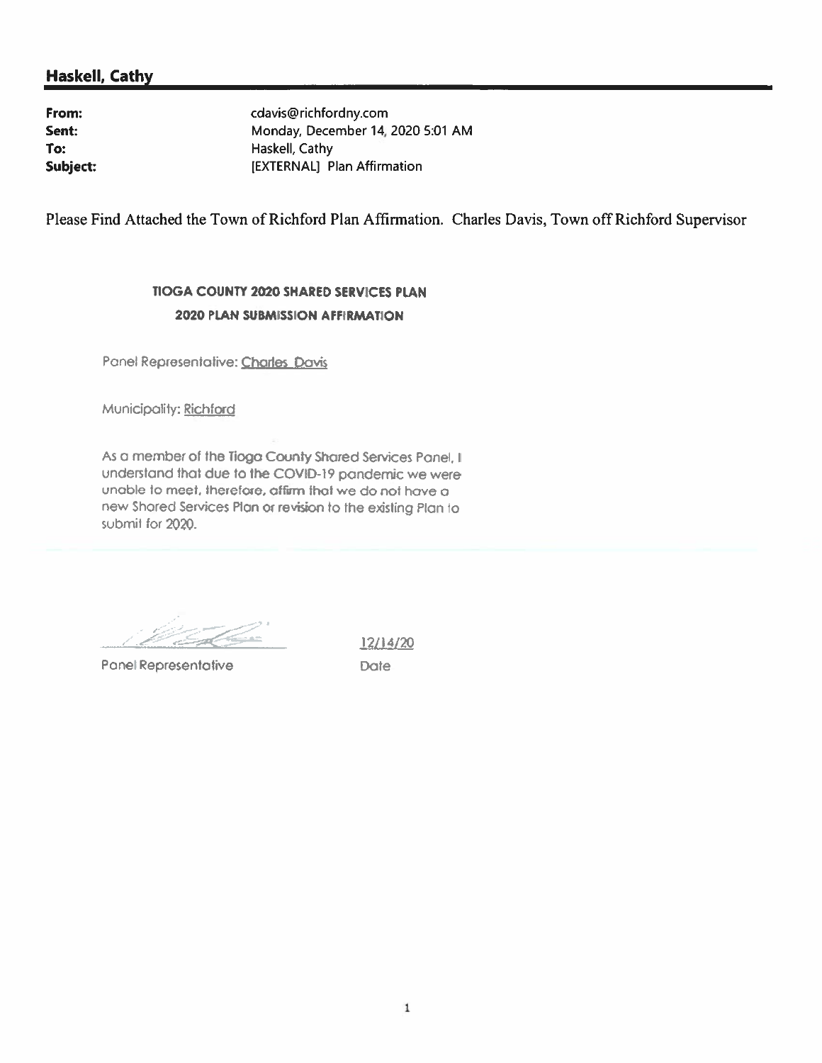## Haskell, Cathy

**From:** cdavis@richfordny.com
**Sent:** Monday, December 14, 2020 5:01 AM
**To:** Haskell, Cathy
**Subject:** [EXTERNAL] Plan Affirmation

Please Find Attached the Town of Richford Plan Affirmation. Charles Davis, Town off Richford Supervisor

**TIOGA COUNTY 2020 SHARED SERVICES PLAN**

**2020 PLAN SUBMISSION AFFIRMATION**

Panel Representative: Charles Davis

Municipality: Richford

As a member of the Tioga County Shared Services Panel, I understand that due to the COVID-19 pandemic we were unable to meet, therefore, affirm that we do not have a new Shared Services Plan or revision to the existing Plan to submit for 2020.

Panel Representative

12/14/20

Date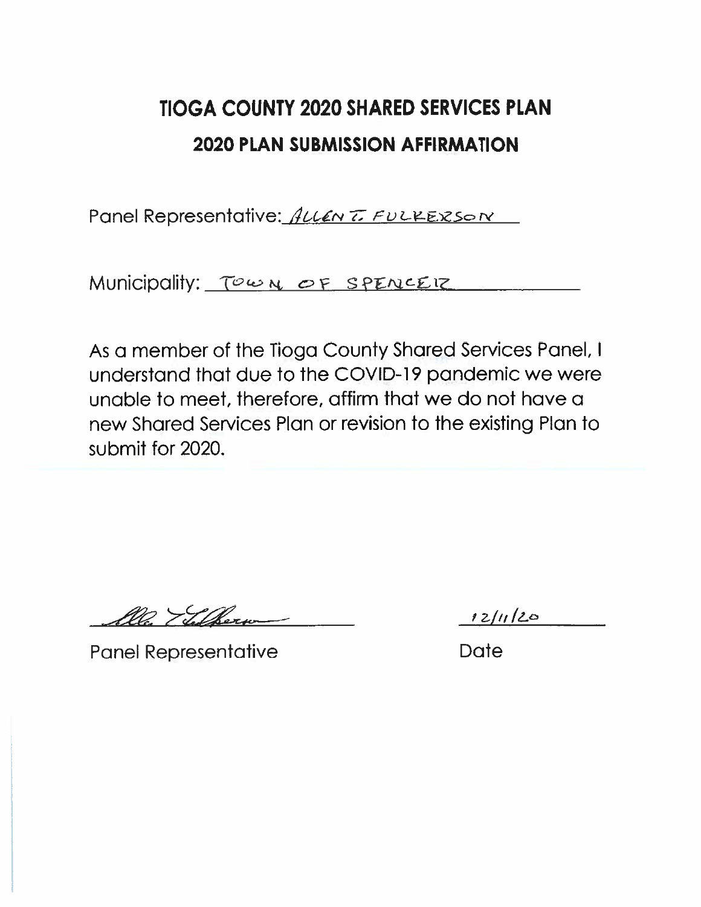# TIOGA COUNTY 2020 SHARED SERVICES PLAN

## 2020 PLAN SUBMISSION AFFIRMATION

Panel Representative: ALLEN T. FULKERSON

Municipality: TOWN OF SPENCER

As a member of the Tioga County Shared Services Panel, I understand that due to the COVID-19 pandemic we were unable to meet, therefore, affirm that we do not have a new Shared Services Plan or revision to the existing Plan to submit for 2020.

[signature]
Panel Representative

12/11/20
Date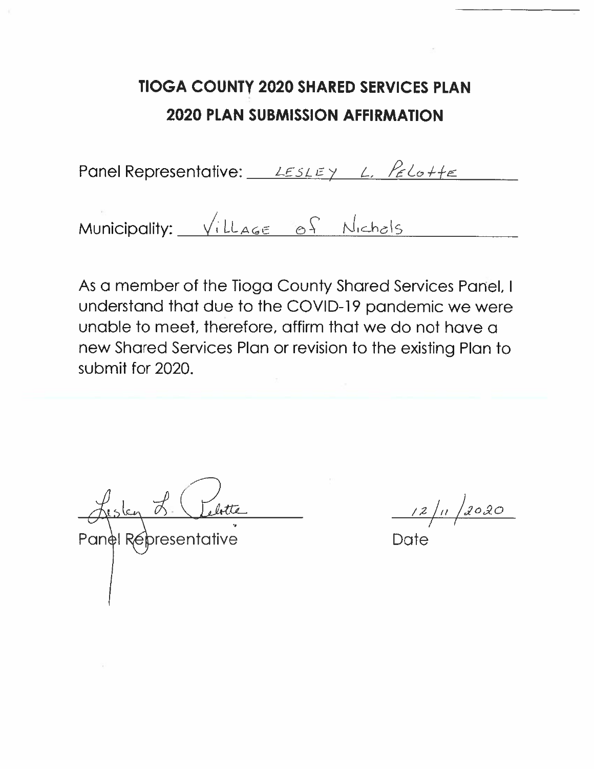# TIOGA COUNTY 2020 SHARED SERVICES PLAN

## 2020 PLAN SUBMISSION AFFIRMATION

Panel Representative: LESLEY L. PELOTTE

Municipality: Village of Nichols

As a member of the Tioga County Shared Services Panel, I understand that due to the COVID-19 pandemic we were unable to meet, therefore, affirm that we do not have a new Shared Services Plan or revision to the existing Plan to submit for 2020.

Lesley L. Pelotte
Panel Representative

12/11/2020
Date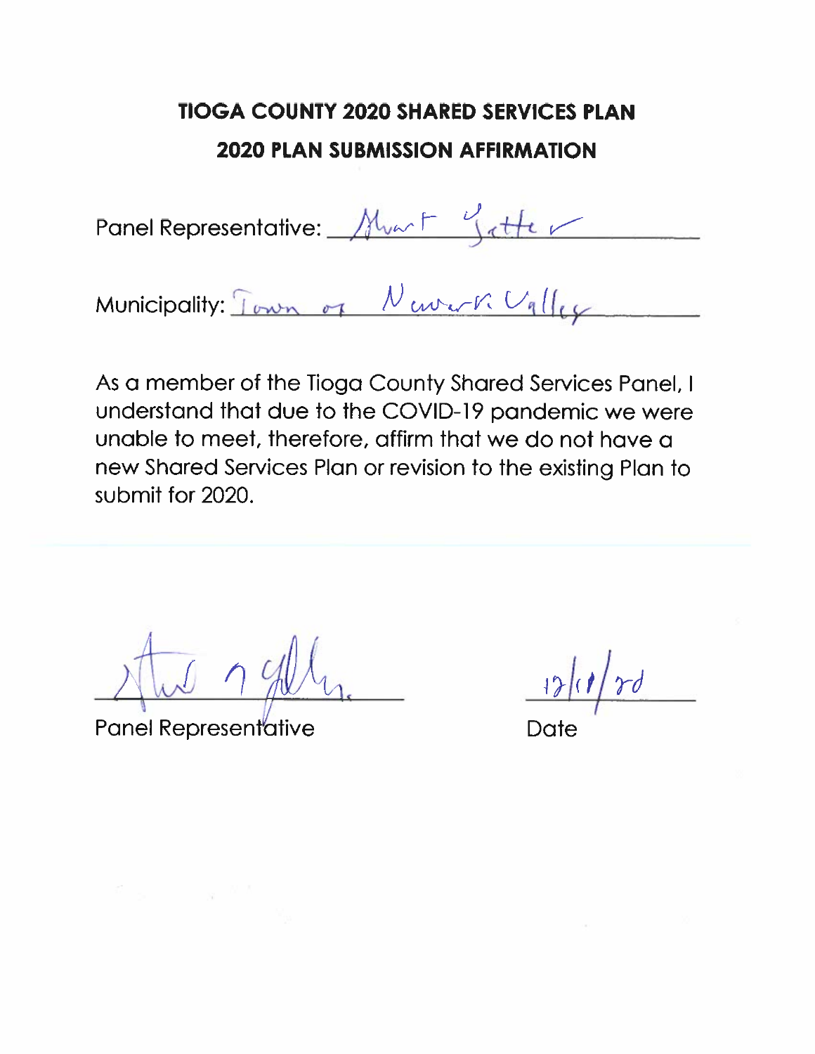## TIOGA COUNTY 2020 SHARED SERVICES PLAN

## 2020 PLAN SUBMISSION AFFIRMATION

Panel Representative: Stuart Yetter

Municipality: Town of Newark Valley

As a member of the Tioga County Shared Services Panel, I understand that due to the COVID-19 pandemic we were unable to meet, therefore, affirm that we do not have a new Shared Services Plan or revision to the existing Plan to submit for 2020.

[signature]
Panel Representative

12/11/20
Date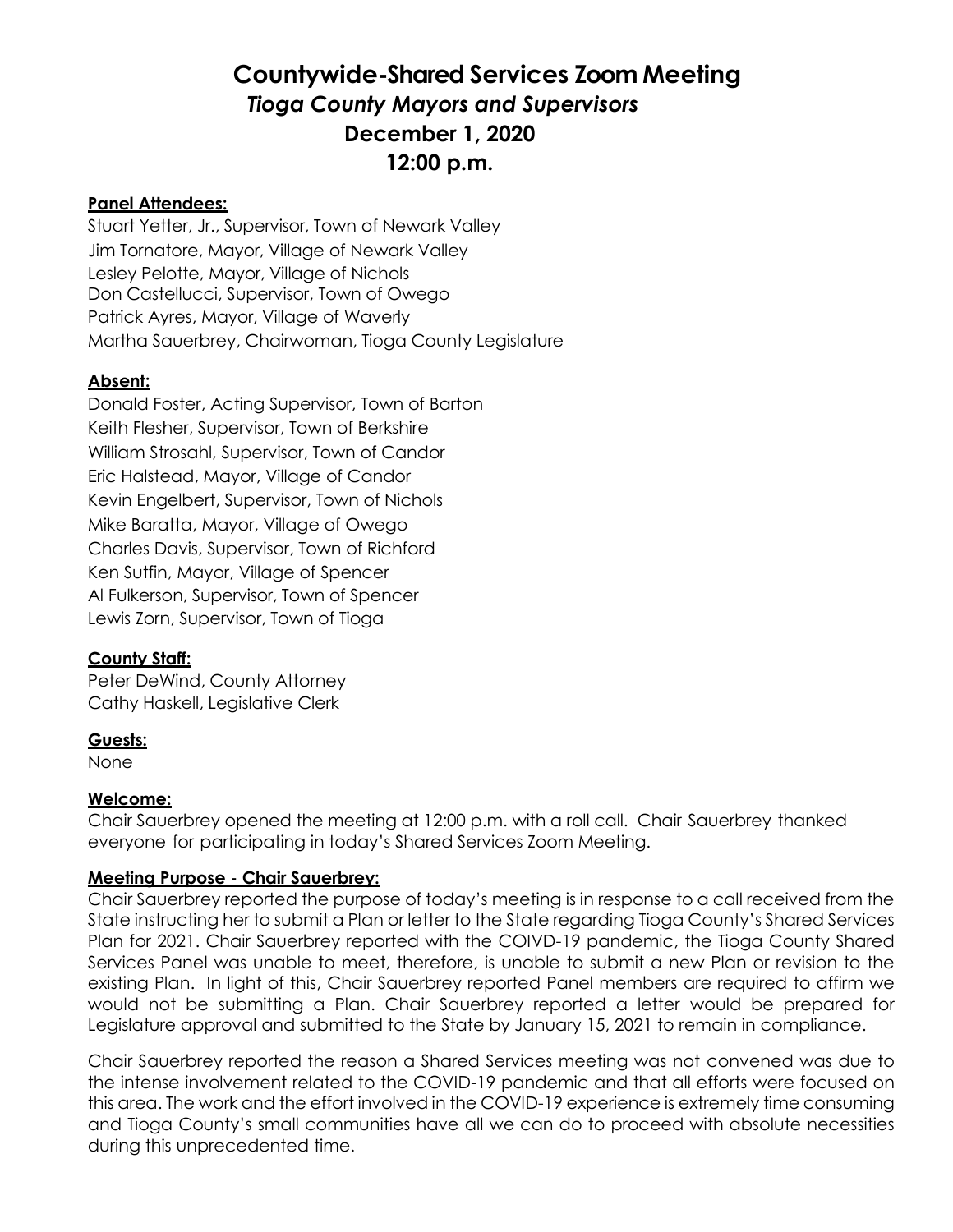# Countywide-Shared Services Zoom Meeting

## *Tioga County Mayors and Supervisors*

## December 1, 2020

## 12:00 p.m.

**Panel Attendees:**

Stuart Yetter, Jr., Supervisor, Town of Newark Valley
Jim Tornatore, Mayor, Village of Newark Valley
Lesley Pelotte, Mayor, Village of Nichols
Don Castellucci, Supervisor, Town of Owego
Patrick Ayres, Mayor, Village of Waverly
Martha Sauerbrey, Chairwoman, Tioga County Legislature

**Absent:**

Donald Foster, Acting Supervisor, Town of Barton
Keith Flesher, Supervisor, Town of Berkshire
William Strosahl, Supervisor, Town of Candor
Eric Halstead, Mayor, Village of Candor
Kevin Engelbert, Supervisor, Town of Nichols
Mike Baratta, Mayor, Village of Owego
Charles Davis, Supervisor, Town of Richford
Ken Sutfin, Mayor, Village of Spencer
Al Fulkerson, Supervisor, Town of Spencer
Lewis Zorn, Supervisor, Town of Tioga

**County Staff:**

Peter DeWind, County Attorney
Cathy Haskell, Legislative Clerk

**Guests:**

None

**Welcome:**

Chair Sauerbrey opened the meeting at 12:00 p.m. with a roll call. Chair Sauerbrey thanked everyone for participating in today's Shared Services Zoom Meeting.

**Meeting Purpose - Chair Sauerbrey:**

Chair Sauerbrey reported the purpose of today's meeting is in response to a call received from the State instructing her to submit a Plan or letter to the State regarding Tioga County's Shared Services Plan for 2021. Chair Sauerbrey reported with the COIVD-19 pandemic, the Tioga County Shared Services Panel was unable to meet, therefore, is unable to submit a new Plan or revision to the existing Plan. In light of this, Chair Sauerbrey reported Panel members are required to affirm we would not be submitting a Plan. Chair Sauerbrey reported a letter would be prepared for Legislature approval and submitted to the State by January 15, 2021 to remain in compliance.

Chair Sauerbrey reported the reason a Shared Services meeting was not convened was due to the intense involvement related to the COVID-19 pandemic and that all efforts were focused on this area. The work and the effort involved in the COVID-19 experience is extremely time consuming and Tioga County's small communities have all we can do to proceed with absolute necessities during this unprecedented time.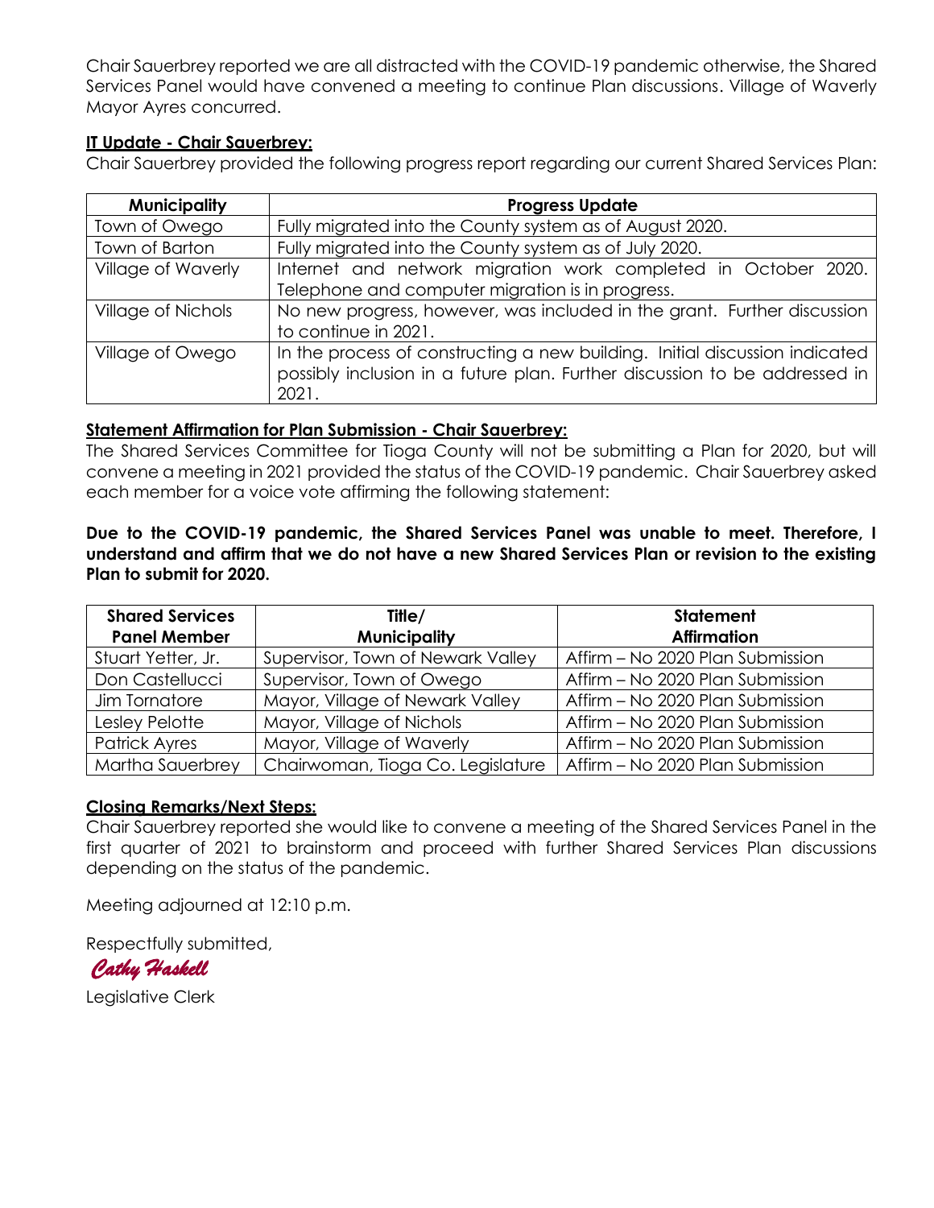Chair Sauerbrey reported we are all distracted with the COVID-19 pandemic otherwise, the Shared Services Panel would have convened a meeting to continue Plan discussions. Village of Waverly Mayor Ayres concurred.

**IT Update - Chair Sauerbrey:**

Chair Sauerbrey provided the following progress report regarding our current Shared Services Plan:

| Municipality | Progress Update |
|---|---|
| Town of Owego | Fully migrated into the County system as of August 2020. |
| Town of Barton | Fully migrated into the County system as of July 2020. |
| Village of Waverly | Internet and network migration work completed in October 2020. Telephone and computer migration is in progress. |
| Village of Nichols | No new progress, however, was included in the grant. Further discussion to continue in 2021. |
| Village of Owego | In the process of constructing a new building. Initial discussion indicated possibly inclusion in a future plan. Further discussion to be addressed in 2021. |

**Statement Affirmation for Plan Submission - Chair Sauerbrey:**

The Shared Services Committee for Tioga County will not be submitting a Plan for 2020, but will convene a meeting in 2021 provided the status of the COVID-19 pandemic. Chair Sauerbrey asked each member for a voice vote affirming the following statement:

**Due to the COVID-19 pandemic, the Shared Services Panel was unable to meet. Therefore, I understand and affirm that we do not have a new Shared Services Plan or revision to the existing Plan to submit for 2020.**

| Shared Services Panel Member | Title/ Municipality | Statement Affirmation |
|---|---|---|
| Stuart Yetter, Jr. | Supervisor, Town of Newark Valley | Affirm – No 2020 Plan Submission |
| Don Castellucci | Supervisor, Town of Owego | Affirm – No 2020 Plan Submission |
| Jim Tornatore | Mayor, Village of Newark Valley | Affirm – No 2020 Plan Submission |
| Lesley Pelotte | Mayor, Village of Nichols | Affirm – No 2020 Plan Submission |
| Patrick Ayres | Mayor, Village of Waverly | Affirm – No 2020 Plan Submission |
| Martha Sauerbrey | Chairwoman, Tioga Co. Legislature | Affirm – No 2020 Plan Submission |

**Closing Remarks/Next Steps:**

Chair Sauerbrey reported she would like to convene a meeting of the Shared Services Panel in the first quarter of 2021 to brainstorm and proceed with further Shared Services Plan discussions depending on the status of the pandemic.

Meeting adjourned at 12:10 p.m.

Respectfully submitted,

*Cathy Haskell*

Legislative Clerk